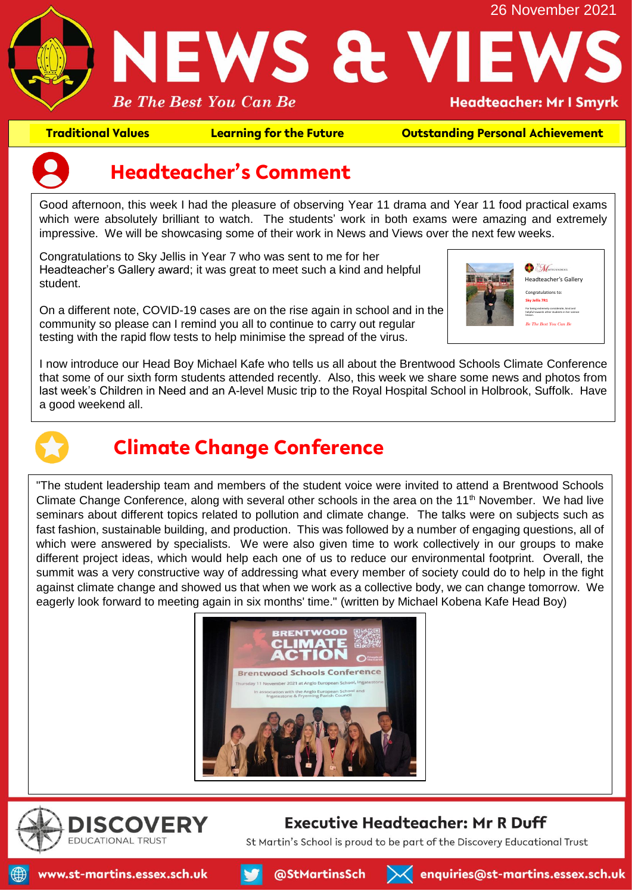26 November 2021

# NEWS & VIEWS

*Be The Best You Can Be*

**Headteacher: Mr I Smyrk**

**Traditional Values** | **Learning for the Future** | **Outstanding Personal Achievement**

## Headteacher's Comment

Good afternoon, this week I had the pleasure of observing Year 11 drama and Year 11 food practical exams which were absolutely brilliant to watch. The students' work in both exams were amazing and extremely impressive. We will be showcasing some of their work in News and Views over the next few weeks.

Congratulations to Sky Jellis in Year 7 who was sent to me for her Headteacher's Gallery award; it was great to meet such a kind and helpful student.

On a different note, COVID-19 cases are on the rise again in school and in the community so please can I remind you all to continue to carry out regular testing with the rapid flow tests to help minimise the spread of the virus.

I now introduce our Head Boy Michael Kafe who tells us all about the Brentwood Schools Climate Conference that some of our sixth form students attended recently. Also, this week we share some news and photos from last week's Children in Need and an A-level Music trip to the Royal Hospital School in Holbrook, Suffolk. Have a good weekend all.

## Climate Change Conference

"The student leadership team and members of the student voice were invited to attend a Brentwood Schools Climate Change Conference, along with several other schools in the area on the 11th November. We had live seminars about different topics related to pollution and climate change. The talks were on subjects such as fast fashion, sustainable building, and production. This was followed by a number of engaging questions, all of which were answered by specialists. We were also given time to work collectively in our groups to make different project ideas, which would help each one of us to reduce our environmental footprint. Overall, the summit was a very constructive way of addressing what every member of society could do to help in the fight against climate change and showed us that when we work as a collective body, we can change tomorrow. We eagerly look forward to meeting again in six months' time." (written by Michael Kobena Kafe Head Boy)

**Executive Headteacher: Mr R Duff**

St Martin's School is proud to be part of the Discovery Educational Trust

www.st-martins.essex.sch.uk | @StMartinsSch | enquiries@st-martins.essex.sch.uk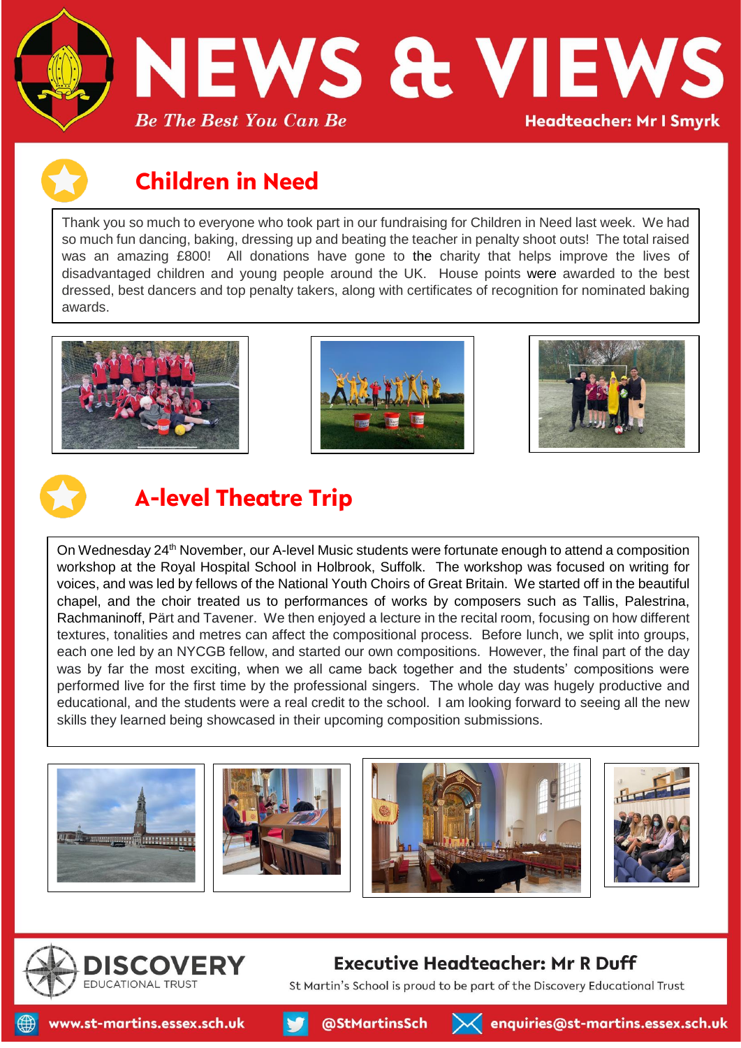# NEWS & VIEWS

*Be The Best You Can Be*

**Headteacher: Mr I Smyrk**

## Children in Need

Thank you so much to everyone who took part in our fundraising for Children in Need last week. We had so much fun dancing, baking, dressing up and beating the teacher in penalty shoot outs! The total raised was an amazing £800! All donations have gone to the charity that helps improve the lives of disadvantaged children and young people around the UK. House points were awarded to the best dressed, best dancers and top penalty takers, along with certificates of recognition for nominated baking awards.

## A-level Theatre Trip

On Wednesday 24th November, our A-level Music students were fortunate enough to attend a composition workshop at the Royal Hospital School in Holbrook, Suffolk. The workshop was focused on writing for voices, and was led by fellows of the National Youth Choirs of Great Britain. We started off in the beautiful chapel, and the choir treated us to performances of works by composers such as Tallis, Palestrina, Rachmaninoff, Pärt and Tavener. We then enjoyed a lecture in the recital room, focusing on how different textures, tonalities and metres can affect the compositional process. Before lunch, we split into groups, each one led by an NYCGB fellow, and started our own compositions. However, the final part of the day was by far the most exciting, when we all came back together and the students' compositions were performed live for the first time by the professional singers. The whole day was hugely productive and educational, and the students were a real credit to the school. I am looking forward to seeing all the new skills they learned being showcased in their upcoming composition submissions.

**DISCOVERY** EDUCATIONAL TRUST

**Executive Headteacher: Mr R Duff**

St Martin's School is proud to be part of the Discovery Educational Trust

www.st-martins.essex.sch.uk | @StMartinsSch | enquiries@st-martins.essex.sch.uk